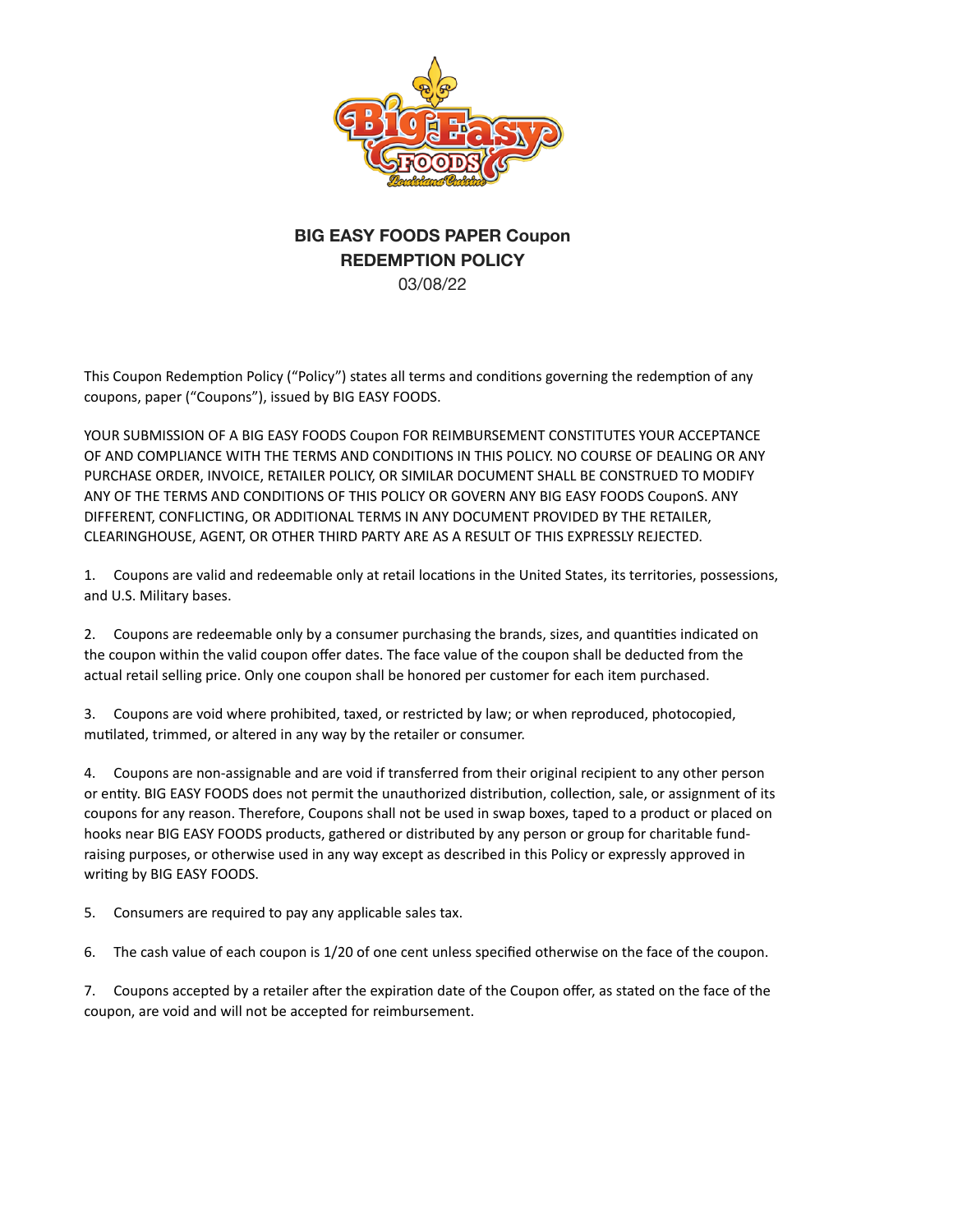# BIG EASY FOODS PAPER Coupon
# REDEMPTION POLICY

03/08/22

This Coupon Redemption Policy ("Policy") states all terms and conditions governing the redemption of any coupons, paper ("Coupons"), issued by BIG EASY FOODS.

YOUR SUBMISSION OF A BIG EASY FOODS Coupon FOR REIMBURSEMENT CONSTITUTES YOUR ACCEPTANCE OF AND COMPLIANCE WITH THE TERMS AND CONDITIONS IN THIS POLICY. NO COURSE OF DEALING OR ANY PURCHASE ORDER, INVOICE, RETAILER POLICY, OR SIMILAR DOCUMENT SHALL BE CONSTRUED TO MODIFY ANY OF THE TERMS AND CONDITIONS OF THIS POLICY OR GOVERN ANY BIG EASY FOODS CouponS. ANY DIFFERENT, CONFLICTING, OR ADDITIONAL TERMS IN ANY DOCUMENT PROVIDED BY THE RETAILER, CLEARINGHOUSE, AGENT, OR OTHER THIRD PARTY ARE AS A RESULT OF THIS EXPRESSLY REJECTED.

1. Coupons are valid and redeemable only at retail locations in the United States, its territories, possessions, and U.S. Military bases.

2. Coupons are redeemable only by a consumer purchasing the brands, sizes, and quantities indicated on the coupon within the valid coupon offer dates. The face value of the coupon shall be deducted from the actual retail selling price. Only one coupon shall be honored per customer for each item purchased.

3. Coupons are void where prohibited, taxed, or restricted by law; or when reproduced, photocopied, mutilated, trimmed, or altered in any way by the retailer or consumer.

4. Coupons are non-assignable and are void if transferred from their original recipient to any other person or entity. BIG EASY FOODS does not permit the unauthorized distribution, collection, sale, or assignment of its coupons for any reason. Therefore, Coupons shall not be used in swap boxes, taped to a product or placed on hooks near BIG EASY FOODS products, gathered or distributed by any person or group for charitable fund-raising purposes, or otherwise used in any way except as described in this Policy or expressly approved in writing by BIG EASY FOODS.

5. Consumers are required to pay any applicable sales tax.

6. The cash value of each coupon is 1/20 of one cent unless specified otherwise on the face of the coupon.

7. Coupons accepted by a retailer after the expiration date of the Coupon offer, as stated on the face of the coupon, are void and will not be accepted for reimbursement.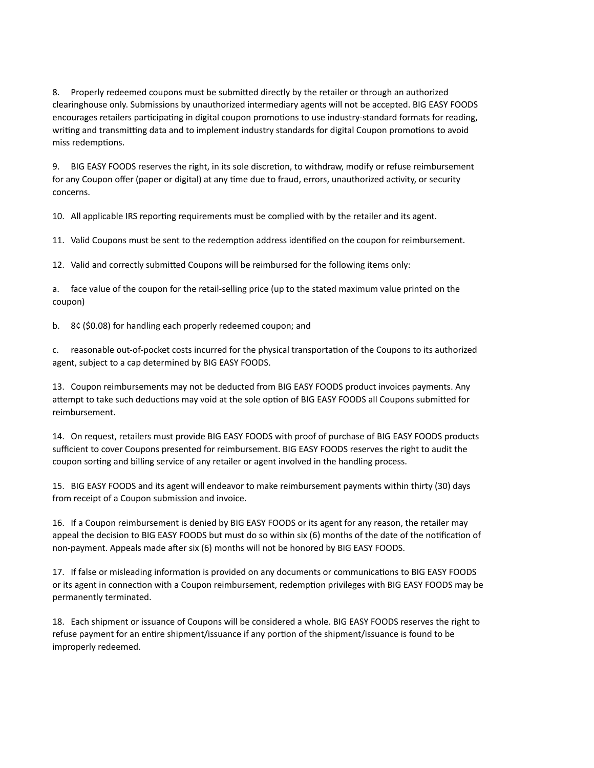8. Properly redeemed coupons must be submitted directly by the retailer or through an authorized clearinghouse only. Submissions by unauthorized intermediary agents will not be accepted. BIG EASY FOODS encourages retailers participating in digital coupon promotions to use industry-standard formats for reading, writing and transmitting data and to implement industry standards for digital Coupon promotions to avoid miss redemptions.

9. BIG EASY FOODS reserves the right, in its sole discretion, to withdraw, modify or refuse reimbursement for any Coupon offer (paper or digital) at any time due to fraud, errors, unauthorized activity, or security concerns.

10. All applicable IRS reporting requirements must be complied with by the retailer and its agent.

11. Valid Coupons must be sent to the redemption address identified on the coupon for reimbursement.

12. Valid and correctly submitted Coupons will be reimbursed for the following items only:

a. face value of the coupon for the retail-selling price (up to the stated maximum value printed on the coupon)

b. 8¢ ($0.08) for handling each properly redeemed coupon; and

c. reasonable out-of-pocket costs incurred for the physical transportation of the Coupons to its authorized agent, subject to a cap determined by BIG EASY FOODS.

13. Coupon reimbursements may not be deducted from BIG EASY FOODS product invoices payments. Any attempt to take such deductions may void at the sole option of BIG EASY FOODS all Coupons submitted for reimbursement.

14. On request, retailers must provide BIG EASY FOODS with proof of purchase of BIG EASY FOODS products sufficient to cover Coupons presented for reimbursement. BIG EASY FOODS reserves the right to audit the coupon sorting and billing service of any retailer or agent involved in the handling process.

15. BIG EASY FOODS and its agent will endeavor to make reimbursement payments within thirty (30) days from receipt of a Coupon submission and invoice.

16. If a Coupon reimbursement is denied by BIG EASY FOODS or its agent for any reason, the retailer may appeal the decision to BIG EASY FOODS but must do so within six (6) months of the date of the notification of non-payment. Appeals made after six (6) months will not be honored by BIG EASY FOODS.

17. If false or misleading information is provided on any documents or communications to BIG EASY FOODS or its agent in connection with a Coupon reimbursement, redemption privileges with BIG EASY FOODS may be permanently terminated.

18. Each shipment or issuance of Coupons will be considered a whole. BIG EASY FOODS reserves the right to refuse payment for an entire shipment/issuance if any portion of the shipment/issuance is found to be improperly redeemed.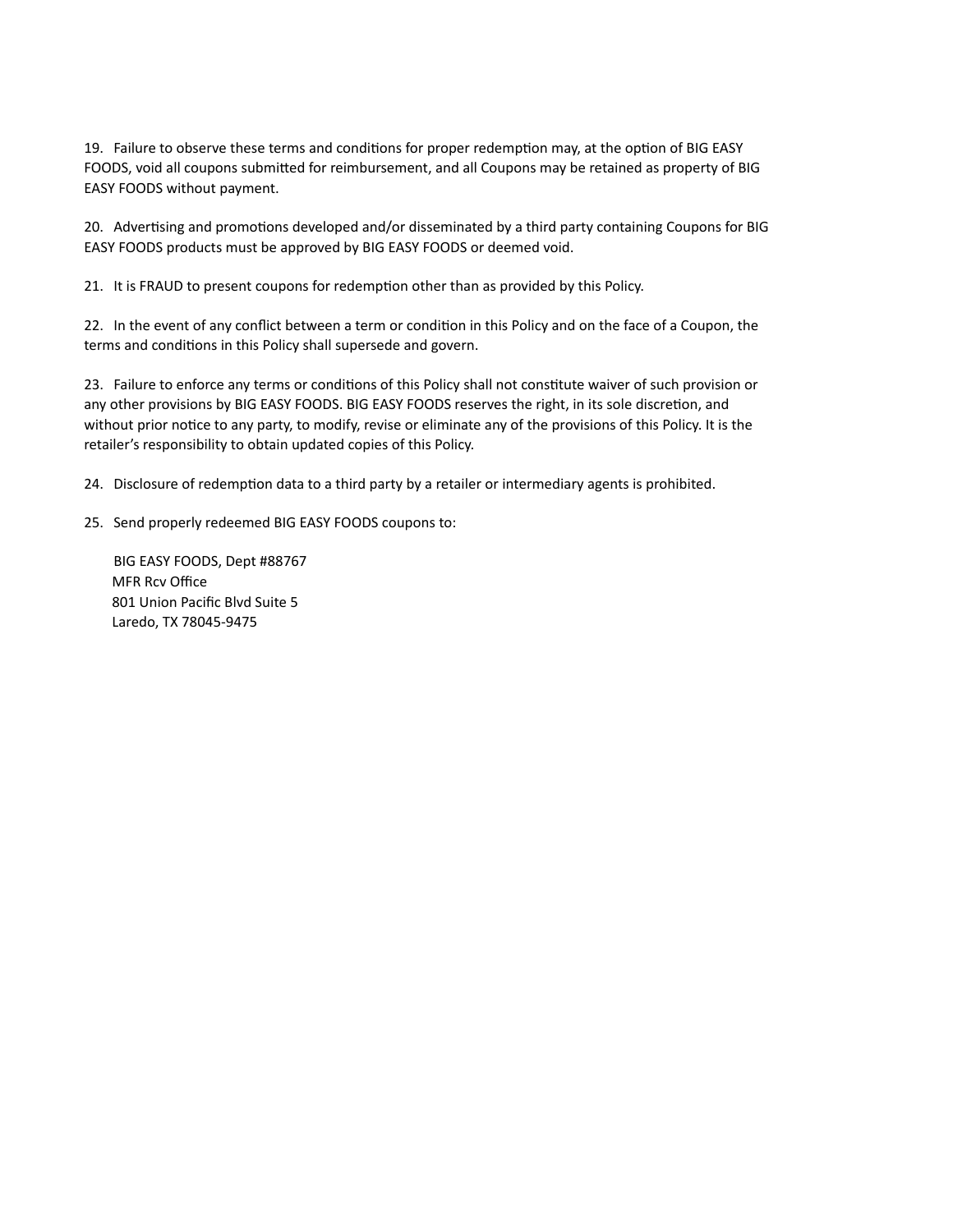19. Failure to observe these terms and conditions for proper redemption may, at the option of BIG EASY FOODS, void all coupons submitted for reimbursement, and all Coupons may be retained as property of BIG EASY FOODS without payment.

20. Advertising and promotions developed and/or disseminated by a third party containing Coupons for BIG EASY FOODS products must be approved by BIG EASY FOODS or deemed void.

21. It is FRAUD to present coupons for redemption other than as provided by this Policy.

22. In the event of any conflict between a term or condition in this Policy and on the face of a Coupon, the terms and conditions in this Policy shall supersede and govern.

23. Failure to enforce any terms or conditions of this Policy shall not constitute waiver of such provision or any other provisions by BIG EASY FOODS. BIG EASY FOODS reserves the right, in its sole discretion, and without prior notice to any party, to modify, revise or eliminate any of the provisions of this Policy. It is the retailer's responsibility to obtain updated copies of this Policy.

24. Disclosure of redemption data to a third party by a retailer or intermediary agents is prohibited.

25. Send properly redeemed BIG EASY FOODS coupons to:

BIG EASY FOODS, Dept #88767
MFR Rcv Office
801 Union Pacific Blvd Suite 5
Laredo, TX 78045-9475